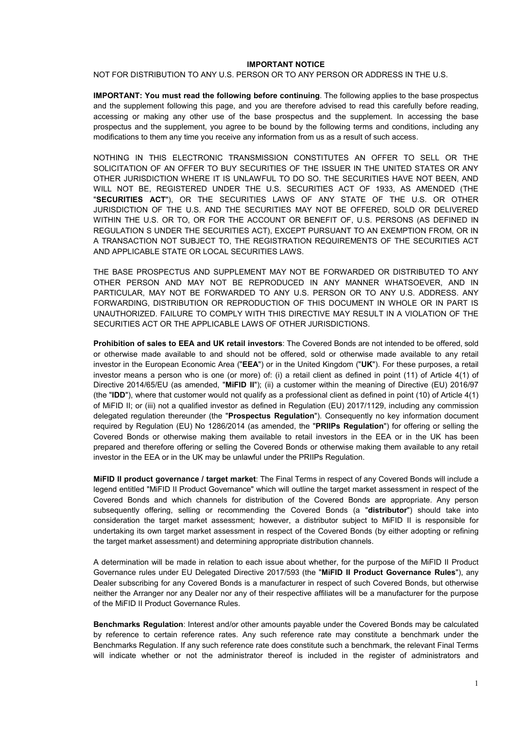# IMPORTANT NOTICE

NOT FOR DISTRIBUTION TO ANY U.S. PERSON OR TO ANY PERSON OR ADDRESS IN THE U.S.

**IMPORTANT: You must read the following before continuing**. The following applies to the base prospectus and the supplement following this page, and you are therefore advised to read this carefully before reading, accessing or making any other use of the base prospectus and the supplement. In accessing the base prospectus and the supplement, you agree to be bound by the following terms and conditions, including any modifications to them any time you receive any information from us as a result of such access.

NOTHING IN THIS ELECTRONIC TRANSMISSION CONSTITUTES AN OFFER TO SELL OR THE SOLICITATION OF AN OFFER TO BUY SECURITIES OF THE ISSUER IN THE UNITED STATES OR ANY OTHER JURISDICTION WHERE IT IS UNLAWFUL TO DO SO. THE SECURITIES HAVE NOT BEEN, AND WILL NOT BE, REGISTERED UNDER THE U.S. SECURITIES ACT OF 1933, AS AMENDED (THE "**SECURITIES ACT**"), OR THE SECURITIES LAWS OF ANY STATE OF THE U.S. OR OTHER JURISDICTION OF THE U.S. AND THE SECURITIES MAY NOT BE OFFERED, SOLD OR DELIVERED WITHIN THE U.S. OR TO, OR FOR THE ACCOUNT OR BENEFIT OF, U.S. PERSONS (AS DEFINED IN REGULATION S UNDER THE SECURITIES ACT), EXCEPT PURSUANT TO AN EXEMPTION FROM, OR IN A TRANSACTION NOT SUBJECT TO, THE REGISTRATION REQUIREMENTS OF THE SECURITIES ACT AND APPLICABLE STATE OR LOCAL SECURITIES LAWS.

THE BASE PROSPECTUS AND SUPPLEMENT MAY NOT BE FORWARDED OR DISTRIBUTED TO ANY OTHER PERSON AND MAY NOT BE REPRODUCED IN ANY MANNER WHATSOEVER, AND IN PARTICULAR, MAY NOT BE FORWARDED TO ANY U.S. PERSON OR TO ANY U.S. ADDRESS. ANY FORWARDING, DISTRIBUTION OR REPRODUCTION OF THIS DOCUMENT IN WHOLE OR IN PART IS UNAUTHORIZED. FAILURE TO COMPLY WITH THIS DIRECTIVE MAY RESULT IN A VIOLATION OF THE SECURITIES ACT OR THE APPLICABLE LAWS OF OTHER JURISDICTIONS.

**Prohibition of sales to EEA and UK retail investors**: The Covered Bonds are not intended to be offered, sold or otherwise made available to and should not be offered, sold or otherwise made available to any retail investor in the European Economic Area ("**EEA**") or in the United Kingdom ("**UK**"). For these purposes, a retail investor means a person who is one (or more) of: (i) a retail client as defined in point (11) of Article 4(1) of Directive 2014/65/EU (as amended, "**MiFID II**"); (ii) a customer within the meaning of Directive (EU) 2016/97 (the "**IDD**"), where that customer would not qualify as a professional client as defined in point (10) of Article 4(1) of MiFID II; or (iii) not a qualified investor as defined in Regulation (EU) 2017/1129, including any commission delegated regulation thereunder (the "**Prospectus Regulation**"). Consequently no key information document required by Regulation (EU) No 1286/2014 (as amended, the "**PRIIPs Regulation**") for offering or selling the Covered Bonds or otherwise making them available to retail investors in the EEA or in the UK has been prepared and therefore offering or selling the Covered Bonds or otherwise making them available to any retail investor in the EEA or in the UK may be unlawful under the PRIIPs Regulation.

**MiFID II product governance / target market**: The Final Terms in respect of any Covered Bonds will include a legend entitled "MiFID II Product Governance" which will outline the target market assessment in respect of the Covered Bonds and which channels for distribution of the Covered Bonds are appropriate. Any person subsequently offering, selling or recommending the Covered Bonds (a "**distributor**") should take into consideration the target market assessment; however, a distributor subject to MiFID II is responsible for undertaking its own target market assessment in respect of the Covered Bonds (by either adopting or refining the target market assessment) and determining appropriate distribution channels.

A determination will be made in relation to each issue about whether, for the purpose of the MiFID II Product Governance rules under EU Delegated Directive 2017/593 (the "**MiFID II Product Governance Rules**"), any Dealer subscribing for any Covered Bonds is a manufacturer in respect of such Covered Bonds, but otherwise neither the Arranger nor any Dealer nor any of their respective affiliates will be a manufacturer for the purpose of the MiFID II Product Governance Rules.

**Benchmarks Regulation**: Interest and/or other amounts payable under the Covered Bonds may be calculated by reference to certain reference rates. Any such reference rate may constitute a benchmark under the Benchmarks Regulation. If any such reference rate does constitute such a benchmark, the relevant Final Terms will indicate whether or not the administrator thereof is included in the register of administrators and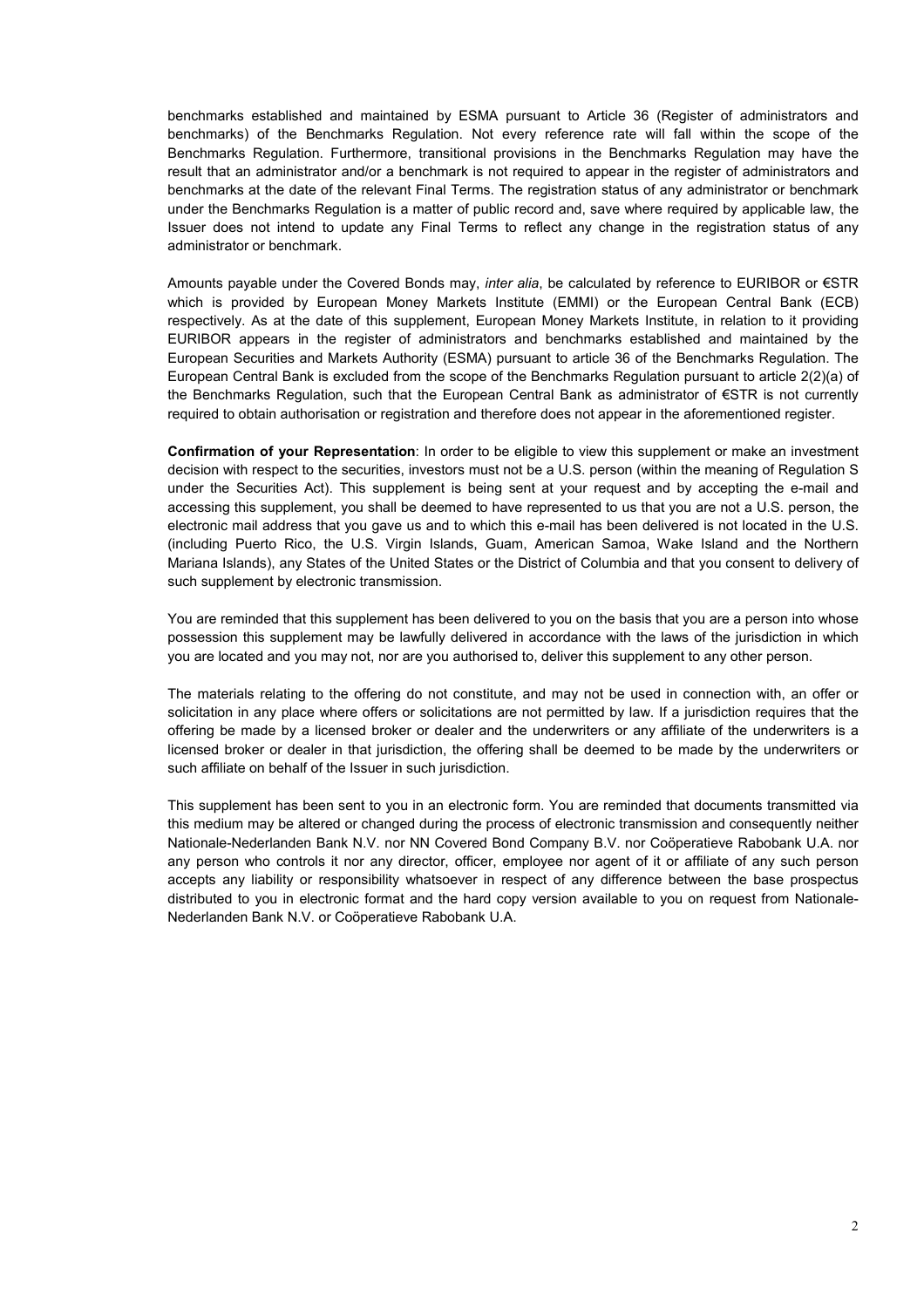benchmarks established and maintained by ESMA pursuant to Article 36 (Register of administrators and benchmarks) of the Benchmarks Regulation. Not every reference rate will fall within the scope of the Benchmarks Regulation. Furthermore, transitional provisions in the Benchmarks Regulation may have the result that an administrator and/or a benchmark is not required to appear in the register of administrators and benchmarks at the date of the relevant Final Terms. The registration status of any administrator or benchmark under the Benchmarks Regulation is a matter of public record and, save where required by applicable law, the Issuer does not intend to update any Final Terms to reflect any change in the registration status of any administrator or benchmark.

Amounts payable under the Covered Bonds may, *inter alia*, be calculated by reference to EURIBOR or €STR which is provided by European Money Markets Institute (EMMI) or the European Central Bank (ECB) respectively. As at the date of this supplement, European Money Markets Institute, in relation to it providing EURIBOR appears in the register of administrators and benchmarks established and maintained by the European Securities and Markets Authority (ESMA) pursuant to article 36 of the Benchmarks Regulation. The European Central Bank is excluded from the scope of the Benchmarks Regulation pursuant to article 2(2)(a) of the Benchmarks Regulation, such that the European Central Bank as administrator of €STR is not currently required to obtain authorisation or registration and therefore does not appear in the aforementioned register.

**Confirmation of your Representation**: In order to be eligible to view this supplement or make an investment decision with respect to the securities, investors must not be a U.S. person (within the meaning of Regulation S under the Securities Act). This supplement is being sent at your request and by accepting the e-mail and accessing this supplement, you shall be deemed to have represented to us that you are not a U.S. person, the electronic mail address that you gave us and to which this e-mail has been delivered is not located in the U.S. (including Puerto Rico, the U.S. Virgin Islands, Guam, American Samoa, Wake Island and the Northern Mariana Islands), any States of the United States or the District of Columbia and that you consent to delivery of such supplement by electronic transmission.

You are reminded that this supplement has been delivered to you on the basis that you are a person into whose possession this supplement may be lawfully delivered in accordance with the laws of the jurisdiction in which you are located and you may not, nor are you authorised to, deliver this supplement to any other person.

The materials relating to the offering do not constitute, and may not be used in connection with, an offer or solicitation in any place where offers or solicitations are not permitted by law. If a jurisdiction requires that the offering be made by a licensed broker or dealer and the underwriters or any affiliate of the underwriters is a licensed broker or dealer in that jurisdiction, the offering shall be deemed to be made by the underwriters or such affiliate on behalf of the Issuer in such jurisdiction.

This supplement has been sent to you in an electronic form. You are reminded that documents transmitted via this medium may be altered or changed during the process of electronic transmission and consequently neither Nationale-Nederlanden Bank N.V. nor NN Covered Bond Company B.V. nor Coöperatieve Rabobank U.A. nor any person who controls it nor any director, officer, employee nor agent of it or affiliate of any such person accepts any liability or responsibility whatsoever in respect of any difference between the base prospectus distributed to you in electronic format and the hard copy version available to you on request from Nationale-Nederlanden Bank N.V. or Coöperatieve Rabobank U.A.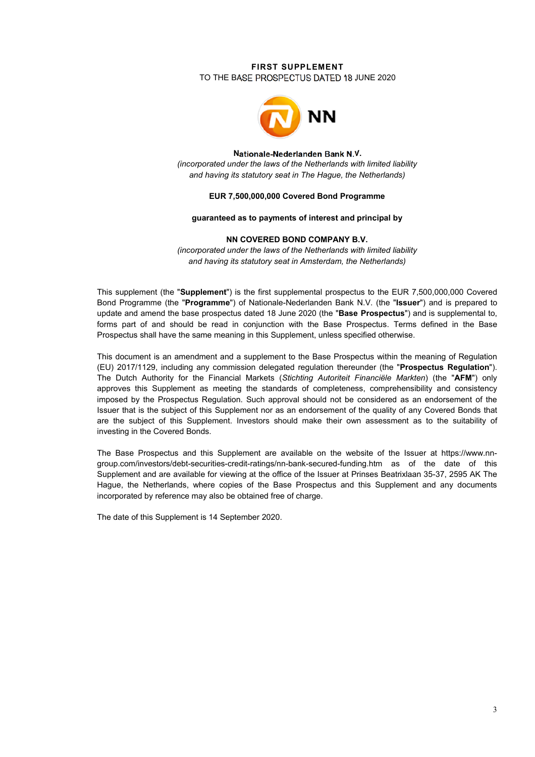**FIRST SUPPLEMENT**

TO THE BASE PROSPECTUS DATED 18 JUNE 2020

**Nationale-Nederlanden Bank N.V.**

*(incorporated under the laws of the Netherlands with limited liability and having its statutory seat in The Hague, the Netherlands)*

**EUR 7,500,000,000 Covered Bond Programme**

**guaranteed as to payments of interest and principal by**

**NN COVERED BOND COMPANY B.V.**

*(incorporated under the laws of the Netherlands with limited liability and having its statutory seat in Amsterdam, the Netherlands)*

This supplement (the "**Supplement**") is the first supplemental prospectus to the EUR 7,500,000,000 Covered Bond Programme (the "**Programme**") of Nationale-Nederlanden Bank N.V. (the "**Issuer**") and is prepared to update and amend the base prospectus dated 18 June 2020 (the "**Base Prospectus**") and is supplemental to, forms part of and should be read in conjunction with the Base Prospectus. Terms defined in the Base Prospectus shall have the same meaning in this Supplement, unless specified otherwise.

This document is an amendment and a supplement to the Base Prospectus within the meaning of Regulation (EU) 2017/1129, including any commission delegated regulation thereunder (the "**Prospectus Regulation**"). The Dutch Authority for the Financial Markets (*Stichting Autoriteit Financiële Markten*) (the "**AFM**") only approves this Supplement as meeting the standards of completeness, comprehensibility and consistency imposed by the Prospectus Regulation. Such approval should not be considered as an endorsement of the Issuer that is the subject of this Supplement nor as an endorsement of the quality of any Covered Bonds that are the subject of this Supplement. Investors should make their own assessment as to the suitability of investing in the Covered Bonds.

The Base Prospectus and this Supplement are available on the website of the Issuer at https://www.nn-group.com/investors/debt-securities-credit-ratings/nn-bank-secured-funding.htm as of the date of this Supplement and are available for viewing at the office of the Issuer at Prinses Beatrixlaan 35-37, 2595 AK The Hague, the Netherlands, where copies of the Base Prospectus and this Supplement and any documents incorporated by reference may also be obtained free of charge.

The date of this Supplement is 14 September 2020.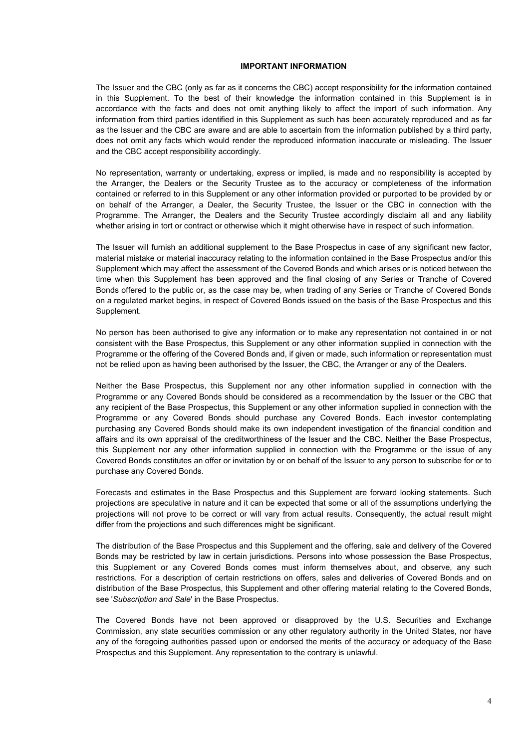## IMPORTANT INFORMATION

The Issuer and the CBC (only as far as it concerns the CBC) accept responsibility for the information contained in this Supplement. To the best of their knowledge the information contained in this Supplement is in accordance with the facts and does not omit anything likely to affect the import of such information. Any information from third parties identified in this Supplement as such has been accurately reproduced and as far as the Issuer and the CBC are aware and are able to ascertain from the information published by a third party, does not omit any facts which would render the reproduced information inaccurate or misleading. The Issuer and the CBC accept responsibility accordingly.

No representation, warranty or undertaking, express or implied, is made and no responsibility is accepted by the Arranger, the Dealers or the Security Trustee as to the accuracy or completeness of the information contained or referred to in this Supplement or any other information provided or purported to be provided by or on behalf of the Arranger, a Dealer, the Security Trustee, the Issuer or the CBC in connection with the Programme. The Arranger, the Dealers and the Security Trustee accordingly disclaim all and any liability whether arising in tort or contract or otherwise which it might otherwise have in respect of such information.

The Issuer will furnish an additional supplement to the Base Prospectus in case of any significant new factor, material mistake or material inaccuracy relating to the information contained in the Base Prospectus and/or this Supplement which may affect the assessment of the Covered Bonds and which arises or is noticed between the time when this Supplement has been approved and the final closing of any Series or Tranche of Covered Bonds offered to the public or, as the case may be, when trading of any Series or Tranche of Covered Bonds on a regulated market begins, in respect of Covered Bonds issued on the basis of the Base Prospectus and this Supplement.

No person has been authorised to give any information or to make any representation not contained in or not consistent with the Base Prospectus, this Supplement or any other information supplied in connection with the Programme or the offering of the Covered Bonds and, if given or made, such information or representation must not be relied upon as having been authorised by the Issuer, the CBC, the Arranger or any of the Dealers.

Neither the Base Prospectus, this Supplement nor any other information supplied in connection with the Programme or any Covered Bonds should be considered as a recommendation by the Issuer or the CBC that any recipient of the Base Prospectus, this Supplement or any other information supplied in connection with the Programme or any Covered Bonds should purchase any Covered Bonds. Each investor contemplating purchasing any Covered Bonds should make its own independent investigation of the financial condition and affairs and its own appraisal of the creditworthiness of the Issuer and the CBC. Neither the Base Prospectus, this Supplement nor any other information supplied in connection with the Programme or the issue of any Covered Bonds constitutes an offer or invitation by or on behalf of the Issuer to any person to subscribe for or to purchase any Covered Bonds.

Forecasts and estimates in the Base Prospectus and this Supplement are forward looking statements. Such projections are speculative in nature and it can be expected that some or all of the assumptions underlying the projections will not prove to be correct or will vary from actual results. Consequently, the actual result might differ from the projections and such differences might be significant.

The distribution of the Base Prospectus and this Supplement and the offering, sale and delivery of the Covered Bonds may be restricted by law in certain jurisdictions. Persons into whose possession the Base Prospectus, this Supplement or any Covered Bonds comes must inform themselves about, and observe, any such restrictions. For a description of certain restrictions on offers, sales and deliveries of Covered Bonds and on distribution of the Base Prospectus, this Supplement and other offering material relating to the Covered Bonds, see '*Subscription and Sale*' in the Base Prospectus.

The Covered Bonds have not been approved or disapproved by the U.S. Securities and Exchange Commission, any state securities commission or any other regulatory authority in the United States, nor have any of the foregoing authorities passed upon or endorsed the merits of the accuracy or adequacy of the Base Prospectus and this Supplement. Any representation to the contrary is unlawful.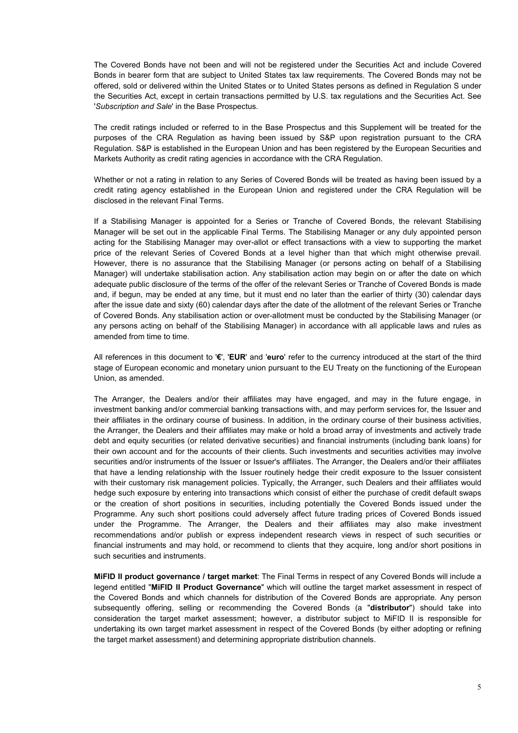The Covered Bonds have not been and will not be registered under the Securities Act and include Covered Bonds in bearer form that are subject to United States tax law requirements. The Covered Bonds may not be offered, sold or delivered within the United States or to United States persons as defined in Regulation S under the Securities Act, except in certain transactions permitted by U.S. tax regulations and the Securities Act. See '*Subscription and Sale*' in the Base Prospectus.

The credit ratings included or referred to in the Base Prospectus and this Supplement will be treated for the purposes of the CRA Regulation as having been issued by S&P upon registration pursuant to the CRA Regulation. S&P is established in the European Union and has been registered by the European Securities and Markets Authority as credit rating agencies in accordance with the CRA Regulation.

Whether or not a rating in relation to any Series of Covered Bonds will be treated as having been issued by a credit rating agency established in the European Union and registered under the CRA Regulation will be disclosed in the relevant Final Terms.

If a Stabilising Manager is appointed for a Series or Tranche of Covered Bonds, the relevant Stabilising Manager will be set out in the applicable Final Terms. The Stabilising Manager or any duly appointed person acting for the Stabilising Manager may over-allot or effect transactions with a view to supporting the market price of the relevant Series of Covered Bonds at a level higher than that which might otherwise prevail. However, there is no assurance that the Stabilising Manager (or persons acting on behalf of a Stabilising Manager) will undertake stabilisation action. Any stabilisation action may begin on or after the date on which adequate public disclosure of the terms of the offer of the relevant Series or Tranche of Covered Bonds is made and, if begun, may be ended at any time, but it must end no later than the earlier of thirty (30) calendar days after the issue date and sixty (60) calendar days after the date of the allotment of the relevant Series or Tranche of Covered Bonds. Any stabilisation action or over-allotment must be conducted by the Stabilising Manager (or any persons acting on behalf of the Stabilising Manager) in accordance with all applicable laws and rules as amended from time to time.

All references in this document to '**€**', '**EUR**' and '**euro**' refer to the currency introduced at the start of the third stage of European economic and monetary union pursuant to the EU Treaty on the functioning of the European Union, as amended.

The Arranger, the Dealers and/or their affiliates may have engaged, and may in the future engage, in investment banking and/or commercial banking transactions with, and may perform services for, the Issuer and their affiliates in the ordinary course of business. In addition, in the ordinary course of their business activities, the Arranger, the Dealers and their affiliates may make or hold a broad array of investments and actively trade debt and equity securities (or related derivative securities) and financial instruments (including bank loans) for their own account and for the accounts of their clients. Such investments and securities activities may involve securities and/or instruments of the Issuer or Issuer's affiliates. The Arranger, the Dealers and/or their affiliates that have a lending relationship with the Issuer routinely hedge their credit exposure to the Issuer consistent with their customary risk management policies. Typically, the Arranger, such Dealers and their affiliates would hedge such exposure by entering into transactions which consist of either the purchase of credit default swaps or the creation of short positions in securities, including potentially the Covered Bonds issued under the Programme. Any such short positions could adversely affect future trading prices of Covered Bonds issued under the Programme. The Arranger, the Dealers and their affiliates may also make investment recommendations and/or publish or express independent research views in respect of such securities or financial instruments and may hold, or recommend to clients that they acquire, long and/or short positions in such securities and instruments.

**MiFID II product governance / target market**: The Final Terms in respect of any Covered Bonds will include a legend entitled "**MiFID II Product Governance**" which will outline the target market assessment in respect of the Covered Bonds and which channels for distribution of the Covered Bonds are appropriate. Any person subsequently offering, selling or recommending the Covered Bonds (a "**distributor**") should take into consideration the target market assessment; however, a distributor subject to MiFID II is responsible for undertaking its own target market assessment in respect of the Covered Bonds (by either adopting or refining the target market assessment) and determining appropriate distribution channels.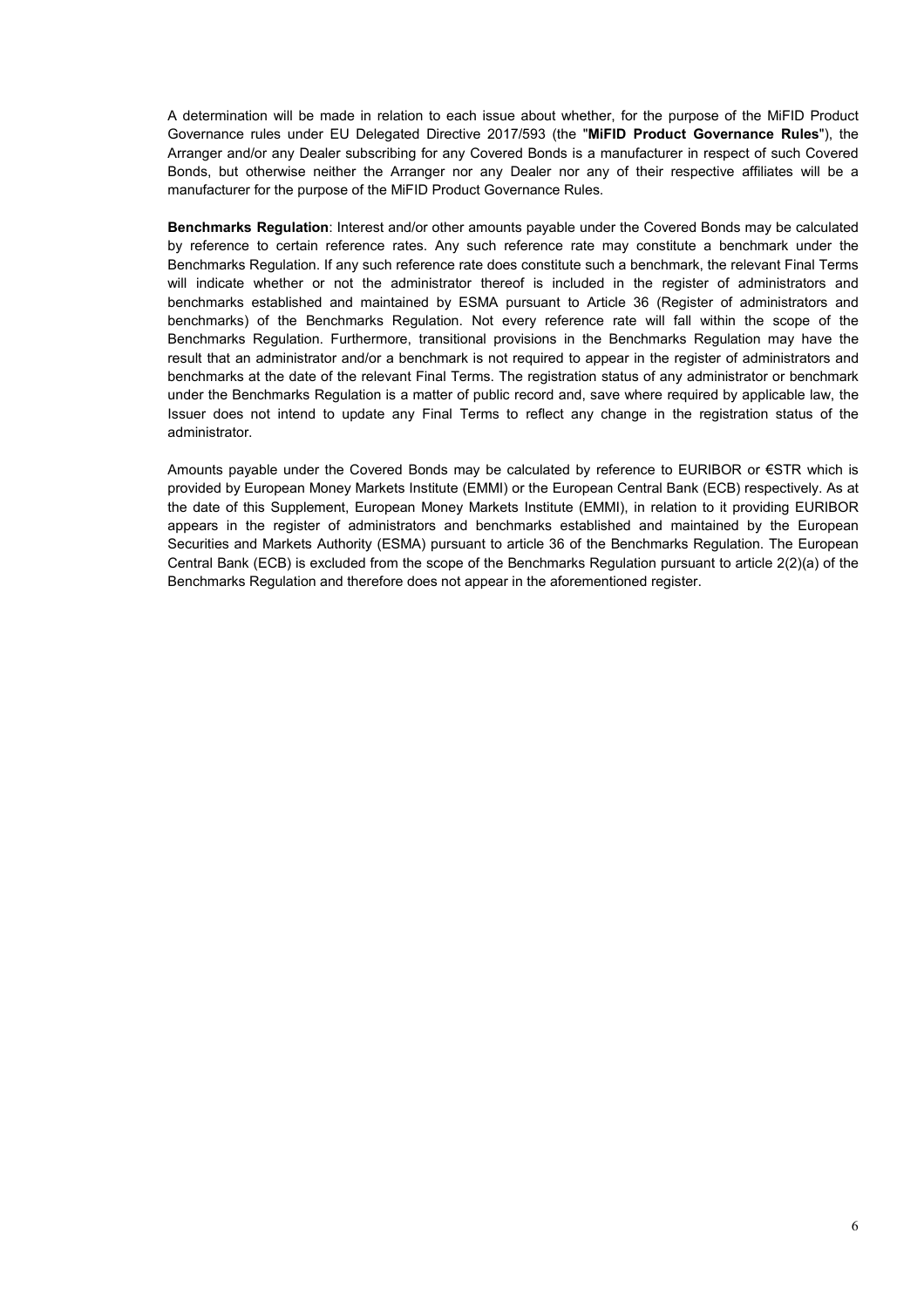A determination will be made in relation to each issue about whether, for the purpose of the MiFID Product Governance rules under EU Delegated Directive 2017/593 (the "**MiFID Product Governance Rules**"), the Arranger and/or any Dealer subscribing for any Covered Bonds is a manufacturer in respect of such Covered Bonds, but otherwise neither the Arranger nor any Dealer nor any of their respective affiliates will be a manufacturer for the purpose of the MiFID Product Governance Rules.

**Benchmarks Regulation**: Interest and/or other amounts payable under the Covered Bonds may be calculated by reference to certain reference rates. Any such reference rate may constitute a benchmark under the Benchmarks Regulation. If any such reference rate does constitute such a benchmark, the relevant Final Terms will indicate whether or not the administrator thereof is included in the register of administrators and benchmarks established and maintained by ESMA pursuant to Article 36 (Register of administrators and benchmarks) of the Benchmarks Regulation. Not every reference rate will fall within the scope of the Benchmarks Regulation. Furthermore, transitional provisions in the Benchmarks Regulation may have the result that an administrator and/or a benchmark is not required to appear in the register of administrators and benchmarks at the date of the relevant Final Terms. The registration status of any administrator or benchmark under the Benchmarks Regulation is a matter of public record and, save where required by applicable law, the Issuer does not intend to update any Final Terms to reflect any change in the registration status of the administrator.

Amounts payable under the Covered Bonds may be calculated by reference to EURIBOR or €STR which is provided by European Money Markets Institute (EMMI) or the European Central Bank (ECB) respectively. As at the date of this Supplement, European Money Markets Institute (EMMI), in relation to it providing EURIBOR appears in the register of administrators and benchmarks established and maintained by the European Securities and Markets Authority (ESMA) pursuant to article 36 of the Benchmarks Regulation. The European Central Bank (ECB) is excluded from the scope of the Benchmarks Regulation pursuant to article 2(2)(a) of the Benchmarks Regulation and therefore does not appear in the aforementioned register.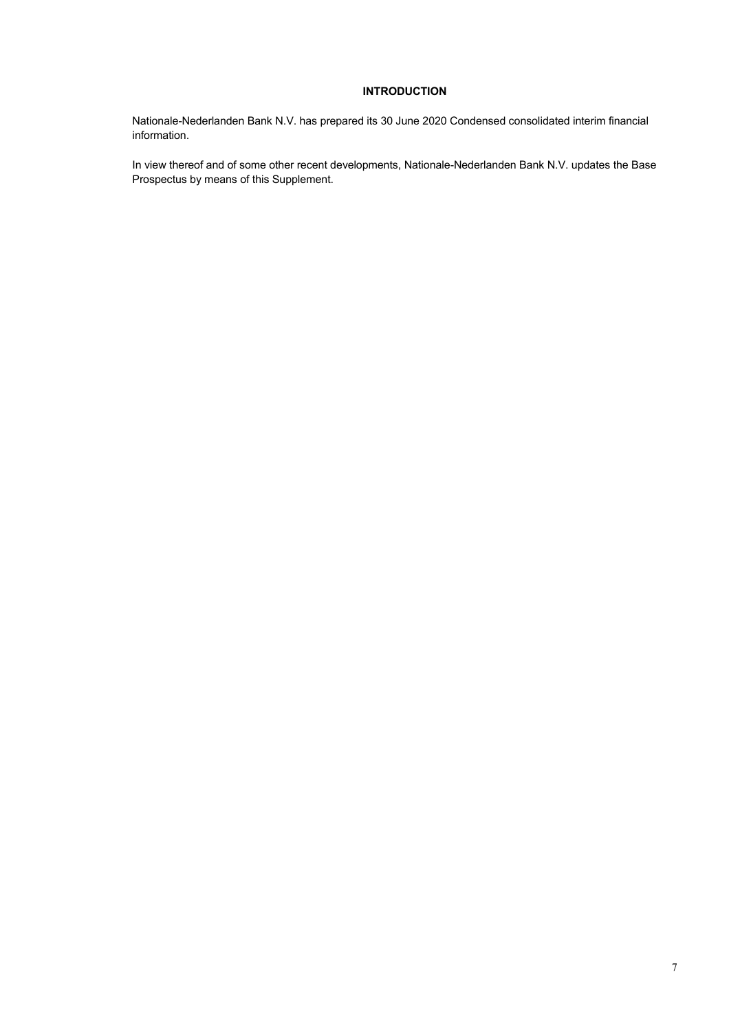# INTRODUCTION

Nationale-Nederlanden Bank N.V. has prepared its 30 June 2020 Condensed consolidated interim financial information.

In view thereof and of some other recent developments, Nationale-Nederlanden Bank N.V. updates the Base Prospectus by means of this Supplement.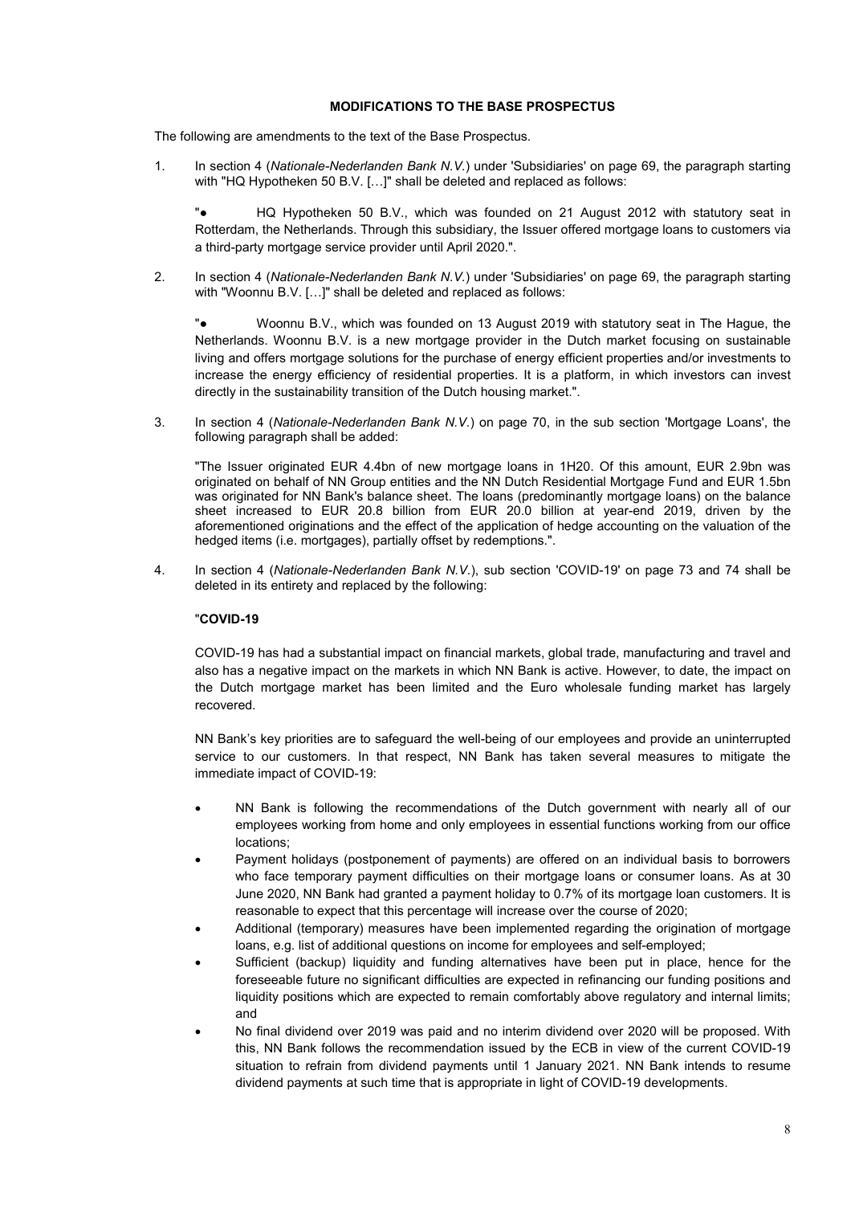## MODIFICATIONS TO THE BASE PROSPECTUS

The following are amendments to the text of the Base Prospectus.

1. In section 4 (*Nationale-Nederlanden Bank N.V.*) under 'Subsidiaries' on page 69, the paragraph starting with "HQ Hypotheken 50 B.V. […]" shall be deleted and replaced as follows:

   "● HQ Hypotheken 50 B.V., which was founded on 21 August 2012 with statutory seat in Rotterdam, the Netherlands. Through this subsidiary, the Issuer offered mortgage loans to customers via a third-party mortgage service provider until April 2020.".

2. In section 4 (*Nationale-Nederlanden Bank N.V.*) under 'Subsidiaries' on page 69, the paragraph starting with "Woonnu B.V. […]" shall be deleted and replaced as follows:

   "● Woonnu B.V., which was founded on 13 August 2019 with statutory seat in The Hague, the Netherlands. Woonnu B.V. is a new mortgage provider in the Dutch market focusing on sustainable living and offers mortgage solutions for the purchase of energy efficient properties and/or investments to increase the energy efficiency of residential properties. It is a platform, in which investors can invest directly in the sustainability transition of the Dutch housing market.".

3. In section 4 (*Nationale-Nederlanden Bank N.V.*) on page 70, in the sub section 'Mortgage Loans', the following paragraph shall be added:

   "The Issuer originated EUR 4.4bn of new mortgage loans in 1H20. Of this amount, EUR 2.9bn was originated on behalf of NN Group entities and the NN Dutch Residential Mortgage Fund and EUR 1.5bn was originated for NN Bank's balance sheet. The loans (predominantly mortgage loans) on the balance sheet increased to EUR 20.8 billion from EUR 20.0 billion at year-end 2019, driven by the aforementioned originations and the effect of the application of hedge accounting on the valuation of the hedged items (i.e. mortgages), partially offset by redemptions.".

4. In section 4 (*Nationale-Nederlanden Bank N.V.*), sub section 'COVID-19' on page 73 and 74 shall be deleted in its entirety and replaced by the following:

   "**COVID-19**

   COVID-19 has had a substantial impact on financial markets, global trade, manufacturing and travel and also has a negative impact on the markets in which NN Bank is active. However, to date, the impact on the Dutch mortgage market has been limited and the Euro wholesale funding market has largely recovered.

   NN Bank's key priorities are to safeguard the well-being of our employees and provide an uninterrupted service to our customers. In that respect, NN Bank has taken several measures to mitigate the immediate impact of COVID-19:

   - NN Bank is following the recommendations of the Dutch government with nearly all of our employees working from home and only employees in essential functions working from our office locations;
   - Payment holidays (postponement of payments) are offered on an individual basis to borrowers who face temporary payment difficulties on their mortgage loans or consumer loans. As at 30 June 2020, NN Bank had granted a payment holiday to 0.7% of its mortgage loan customers. It is reasonable to expect that this percentage will increase over the course of 2020;
   - Additional (temporary) measures have been implemented regarding the origination of mortgage loans, e.g. list of additional questions on income for employees and self-employed;
   - Sufficient (backup) liquidity and funding alternatives have been put in place, hence for the foreseeable future no significant difficulties are expected in refinancing our funding positions and liquidity positions which are expected to remain comfortably above regulatory and internal limits; and
   - No final dividend over 2019 was paid and no interim dividend over 2020 will be proposed. With this, NN Bank follows the recommendation issued by the ECB in view of the current COVID-19 situation to refrain from dividend payments until 1 January 2021. NN Bank intends to resume dividend payments at such time that is appropriate in light of COVID-19 developments.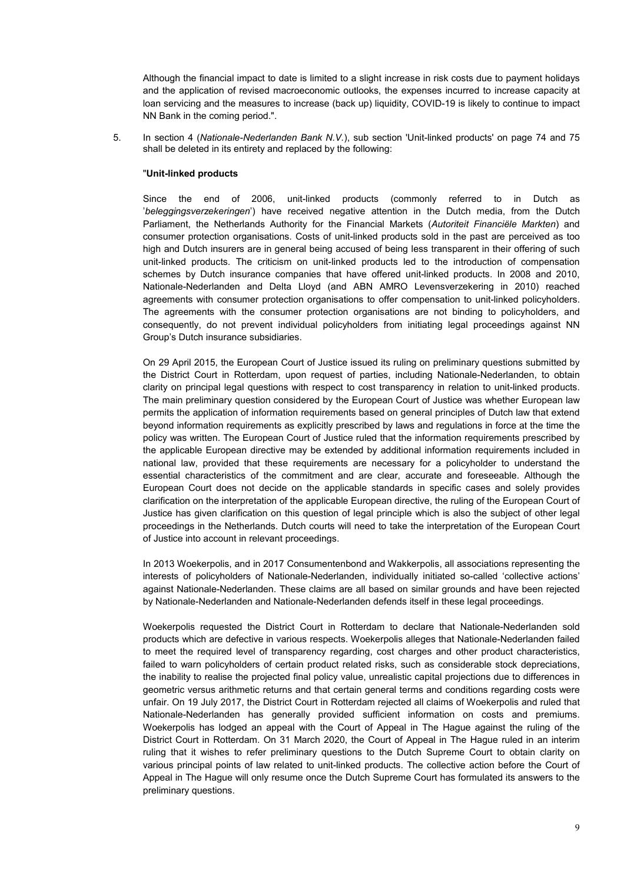Although the financial impact to date is limited to a slight increase in risk costs due to payment holidays and the application of revised macroeconomic outlooks, the expenses incurred to increase capacity at loan servicing and the measures to increase (back up) liquidity, COVID-19 is likely to continue to impact NN Bank in the coming period.".

5. In section 4 (*Nationale-Nederlanden Bank N.V.*), sub section 'Unit-linked products' on page 74 and 75 shall be deleted in its entirety and replaced by the following:

"**Unit-linked products**

Since the end of 2006, unit-linked products (commonly referred to in Dutch as '*beleggingsverzekeringen*') have received negative attention in the Dutch media, from the Dutch Parliament, the Netherlands Authority for the Financial Markets (*Autoriteit Financiële Markten*) and consumer protection organisations. Costs of unit-linked products sold in the past are perceived as too high and Dutch insurers are in general being accused of being less transparent in their offering of such unit-linked products. The criticism on unit-linked products led to the introduction of compensation schemes by Dutch insurance companies that have offered unit-linked products. In 2008 and 2010, Nationale-Nederlanden and Delta Lloyd (and ABN AMRO Levensverzekering in 2010) reached agreements with consumer protection organisations to offer compensation to unit-linked policyholders. The agreements with the consumer protection organisations are not binding to policyholders, and consequently, do not prevent individual policyholders from initiating legal proceedings against NN Group's Dutch insurance subsidiaries.

On 29 April 2015, the European Court of Justice issued its ruling on preliminary questions submitted by the District Court in Rotterdam, upon request of parties, including Nationale-Nederlanden, to obtain clarity on principal legal questions with respect to cost transparency in relation to unit-linked products. The main preliminary question considered by the European Court of Justice was whether European law permits the application of information requirements based on general principles of Dutch law that extend beyond information requirements as explicitly prescribed by laws and regulations in force at the time the policy was written. The European Court of Justice ruled that the information requirements prescribed by the applicable European directive may be extended by additional information requirements included in national law, provided that these requirements are necessary for a policyholder to understand the essential characteristics of the commitment and are clear, accurate and foreseeable. Although the European Court does not decide on the applicable standards in specific cases and solely provides clarification on the interpretation of the applicable European directive, the ruling of the European Court of Justice has given clarification on this question of legal principle which is also the subject of other legal proceedings in the Netherlands. Dutch courts will need to take the interpretation of the European Court of Justice into account in relevant proceedings.

In 2013 Woekerpolis, and in 2017 Consumentenbond and Wakkerpolis, all associations representing the interests of policyholders of Nationale-Nederlanden, individually initiated so-called 'collective actions' against Nationale-Nederlanden. These claims are all based on similar grounds and have been rejected by Nationale-Nederlanden and Nationale-Nederlanden defends itself in these legal proceedings.

Woekerpolis requested the District Court in Rotterdam to declare that Nationale-Nederlanden sold products which are defective in various respects. Woekerpolis alleges that Nationale-Nederlanden failed to meet the required level of transparency regarding, cost charges and other product characteristics, failed to warn policyholders of certain product related risks, such as considerable stock depreciations, the inability to realise the projected final policy value, unrealistic capital projections due to differences in geometric versus arithmetic returns and that certain general terms and conditions regarding costs were unfair. On 19 July 2017, the District Court in Rotterdam rejected all claims of Woekerpolis and ruled that Nationale-Nederlanden has generally provided sufficient information on costs and premiums. Woekerpolis has lodged an appeal with the Court of Appeal in The Hague against the ruling of the District Court in Rotterdam. On 31 March 2020, the Court of Appeal in The Hague ruled in an interim ruling that it wishes to refer preliminary questions to the Dutch Supreme Court to obtain clarity on various principal points of law related to unit-linked products. The collective action before the Court of Appeal in The Hague will only resume once the Dutch Supreme Court has formulated its answers to the preliminary questions.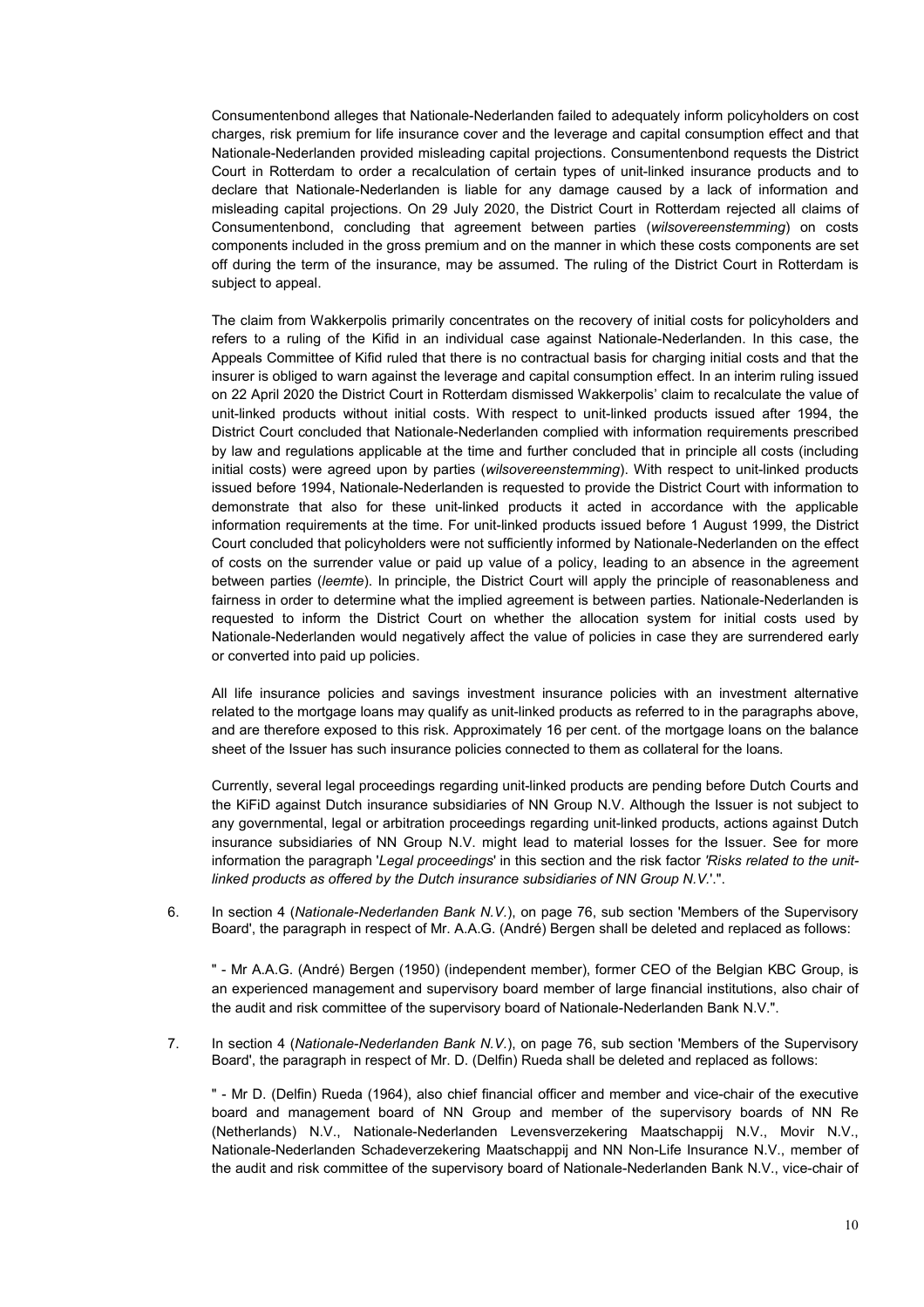Consumentenbond alleges that Nationale-Nederlanden failed to adequately inform policyholders on cost charges, risk premium for life insurance cover and the leverage and capital consumption effect and that Nationale-Nederlanden provided misleading capital projections. Consumentenbond requests the District Court in Rotterdam to order a recalculation of certain types of unit-linked insurance products and to declare that Nationale-Nederlanden is liable for any damage caused by a lack of information and misleading capital projections. On 29 July 2020, the District Court in Rotterdam rejected all claims of Consumentenbond, concluding that agreement between parties (*wilsovereenstemming*) on costs components included in the gross premium and on the manner in which these costs components are set off during the term of the insurance, may be assumed. The ruling of the District Court in Rotterdam is subject to appeal.

The claim from Wakkerpolis primarily concentrates on the recovery of initial costs for policyholders and refers to a ruling of the Kifid in an individual case against Nationale-Nederlanden. In this case, the Appeals Committee of Kifid ruled that there is no contractual basis for charging initial costs and that the insurer is obliged to warn against the leverage and capital consumption effect. In an interim ruling issued on 22 April 2020 the District Court in Rotterdam dismissed Wakkerpolis' claim to recalculate the value of unit-linked products without initial costs. With respect to unit-linked products issued after 1994, the District Court concluded that Nationale-Nederlanden complied with information requirements prescribed by law and regulations applicable at the time and further concluded that in principle all costs (including initial costs) were agreed upon by parties (*wilsovereenstemming*). With respect to unit-linked products issued before 1994, Nationale-Nederlanden is requested to provide the District Court with information to demonstrate that also for these unit-linked products it acted in accordance with the applicable information requirements at the time. For unit-linked products issued before 1 August 1999, the District Court concluded that policyholders were not sufficiently informed by Nationale-Nederlanden on the effect of costs on the surrender value or paid up value of a policy, leading to an absence in the agreement between parties (*leemte*). In principle, the District Court will apply the principle of reasonableness and fairness in order to determine what the implied agreement is between parties. Nationale-Nederlanden is requested to inform the District Court on whether the allocation system for initial costs used by Nationale-Nederlanden would negatively affect the value of policies in case they are surrendered early or converted into paid up policies.

All life insurance policies and savings investment insurance policies with an investment alternative related to the mortgage loans may qualify as unit-linked products as referred to in the paragraphs above, and are therefore exposed to this risk. Approximately 16 per cent. of the mortgage loans on the balance sheet of the Issuer has such insurance policies connected to them as collateral for the loans.

Currently, several legal proceedings regarding unit-linked products are pending before Dutch Courts and the KiFiD against Dutch insurance subsidiaries of NN Group N.V. Although the Issuer is not subject to any governmental, legal or arbitration proceedings regarding unit-linked products, actions against Dutch insurance subsidiaries of NN Group N.V. might lead to material losses for the Issuer. See for more information the paragraph '*Legal proceedings*' in this section and the risk factor *'Risks related to the unit-linked products as offered by the Dutch insurance subsidiaries of NN Group N.V.*'.".

6. In section 4 (*Nationale-Nederlanden Bank N.V.*), on page 76, sub section 'Members of the Supervisory Board', the paragraph in respect of Mr. A.A.G. (André) Bergen shall be deleted and replaced as follows:

   " - Mr A.A.G. (André) Bergen (1950) (independent member), former CEO of the Belgian KBC Group, is an experienced management and supervisory board member of large financial institutions, also chair of the audit and risk committee of the supervisory board of Nationale-Nederlanden Bank N.V.".

7. In section 4 (*Nationale-Nederlanden Bank N.V.*), on page 76, sub section 'Members of the Supervisory Board', the paragraph in respect of Mr. D. (Delfin) Rueda shall be deleted and replaced as follows:

   " - Mr D. (Delfin) Rueda (1964), also chief financial officer and member and vice-chair of the executive board and management board of NN Group and member of the supervisory boards of NN Re (Netherlands) N.V., Nationale-Nederlanden Levensverzekering Maatschappij N.V., Movir N.V., Nationale-Nederlanden Schadeverzekering Maatschappij and NN Non-Life Insurance N.V., member of the audit and risk committee of the supervisory board of Nationale-Nederlanden Bank N.V., vice-chair of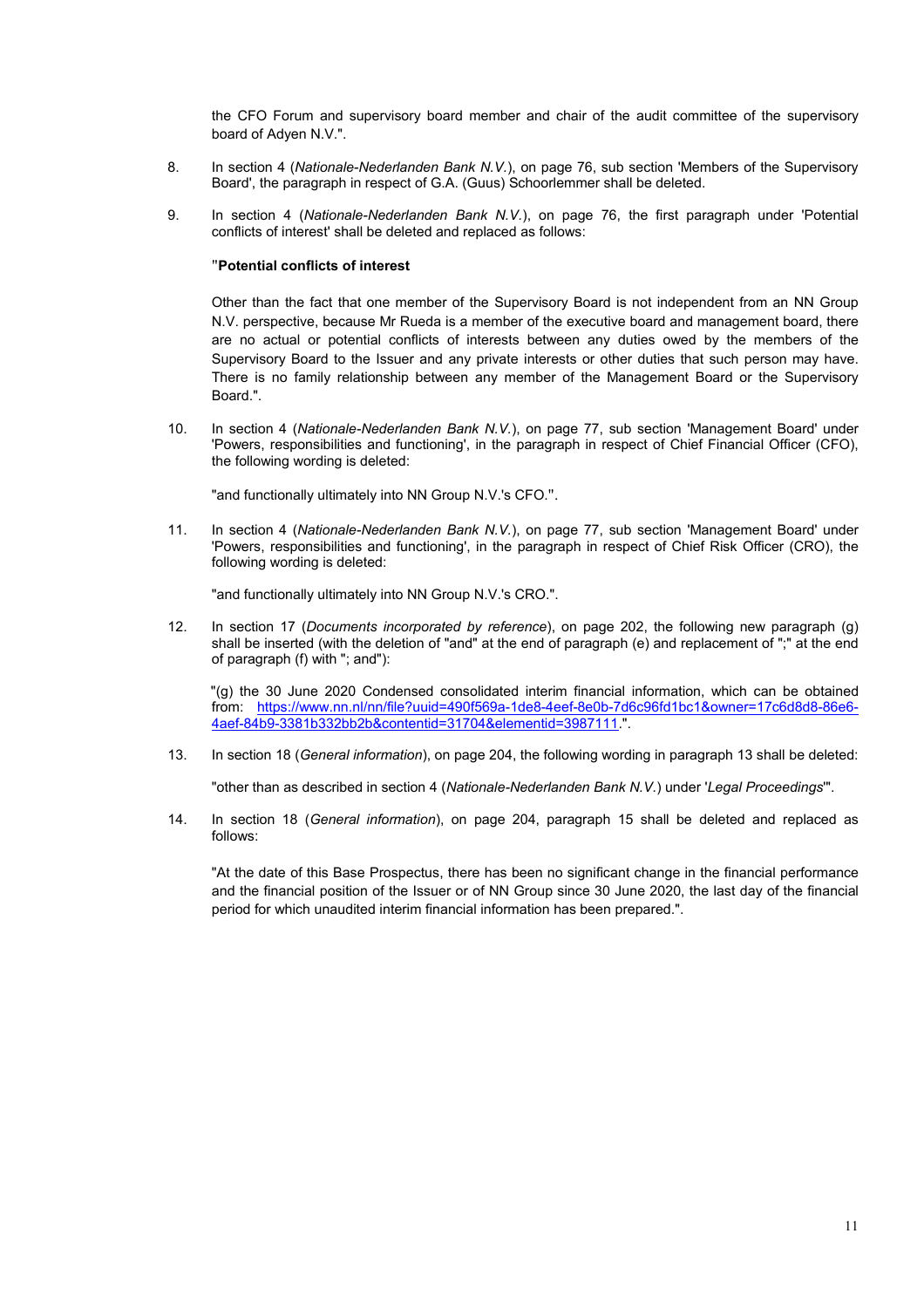the CFO Forum and supervisory board member and chair of the audit committee of the supervisory board of Adyen N.V.".

8. In section 4 (*Nationale-Nederlanden Bank N.V.*), on page 76, sub section 'Members of the Supervisory Board', the paragraph in respect of G.A. (Guus) Schoorlemmer shall be deleted.

9. In section 4 (*Nationale-Nederlanden Bank N.V.*), on page 76, the first paragraph under 'Potential conflicts of interest' shall be deleted and replaced as follows:

   "**Potential conflicts of interest**

   Other than the fact that one member of the Supervisory Board is not independent from an NN Group N.V. perspective, because Mr Rueda is a member of the executive board and management board, there are no actual or potential conflicts of interests between any duties owed by the members of the Supervisory Board to the Issuer and any private interests or other duties that such person may have. There is no family relationship between any member of the Management Board or the Supervisory Board.".

10. In section 4 (*Nationale-Nederlanden Bank N.V.*), on page 77, sub section 'Management Board' under 'Powers, responsibilities and functioning', in the paragraph in respect of Chief Financial Officer (CFO), the following wording is deleted:

    "and functionally ultimately into NN Group N.V.'s CFO.".

11. In section 4 (*Nationale-Nederlanden Bank N.V.*), on page 77, sub section 'Management Board' under 'Powers, responsibilities and functioning', in the paragraph in respect of Chief Risk Officer (CRO), the following wording is deleted:

    "and functionally ultimately into NN Group N.V.'s CRO.".

12. In section 17 (*Documents incorporated by reference*), on page 202, the following new paragraph (g) shall be inserted (with the deletion of "and" at the end of paragraph (e) and replacement of ";" at the end of paragraph (f) with "; and"):

    "(g) the 30 June 2020 Condensed consolidated interim financial information, which can be obtained from: https://www.nn.nl/nn/file?uuid=490f569a-1de8-4eef-8e0b-7d6c96fd1bc1&owner=17c6d8d8-86e6-4aef-84b9-3381b332bb2b&contentid=31704&elementid=3987111.".

13. In section 18 (*General information*), on page 204, the following wording in paragraph 13 shall be deleted:

    "other than as described in section 4 (*Nationale-Nederlanden Bank N.V.*) under '*Legal Proceedings*'".

14. In section 18 (*General information*), on page 204, paragraph 15 shall be deleted and replaced as follows:

    "At the date of this Base Prospectus, there has been no significant change in the financial performance and the financial position of the Issuer or of NN Group since 30 June 2020, the last day of the financial period for which unaudited interim financial information has been prepared.".